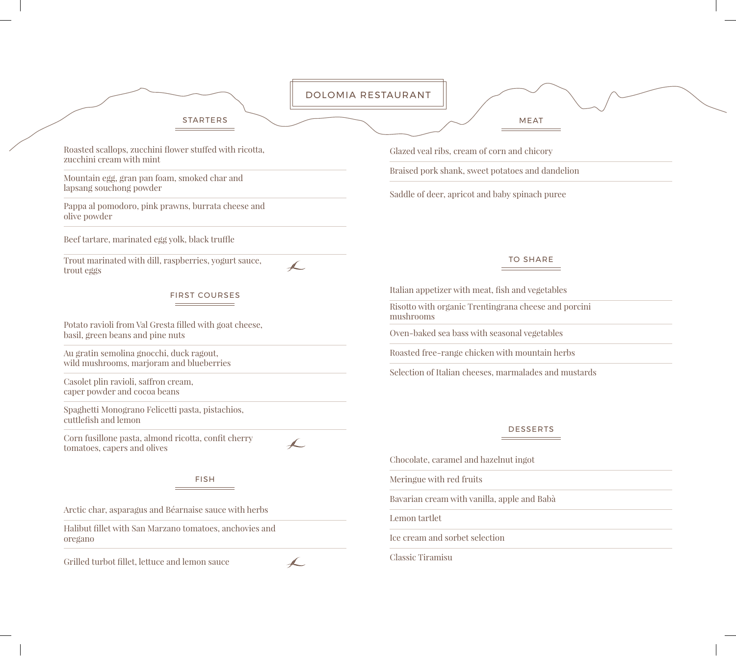# DOLOMIA RESTAURANT

## STARTERS

Roasted scallops, zucchini flower stuffed with ricotta, zucchini cream with mint

Mountain egg, gran pan foam, smoked char and lapsang souchong powder

Pappa al pomodoro, pink prawns, burrata cheese and olive powder

Beef tartare, marinated egg yolk, black truffle

Trout marinated with dill, raspberries, yogurt sauce, trout eggs

## FIRST COURSES

Potato ravioli from Val Gresta filled with goat cheese, basil, green beans and pine nuts

Au gratin semolina gnocchi, duck ragout, wild mushrooms, marjoram and blueberries

Casolet plin ravioli, saffron cream, caper powder and cocoa beans

Spaghetti Monograno Felicetti pasta, pistachios, cuttlefish and lemon

Corn fusillone pasta, almond ricotta, confit cherry tomatoes, capers and olives

## FISH

Arctic char, asparagus and Béarnaise sauce with herbs

Halibut fillet with San Marzano tomatoes, anchovies and oregano

Grilled turbot fillet, lettuce and lemon sauce

## MEAT

Glazed veal ribs, cream of corn and chicory

Braised pork shank, sweet potatoes and dandelion

Saddle of deer, apricot and baby spinach puree

## TO SHARE

Italian appetizer with meat, fish and vegetables

Risotto with organic Trentingrana cheese and porcini mushrooms

Oven-baked sea bass with seasonal vegetables

Roasted free-range chicken with mountain herbs

Selection of Italian cheeses, marmalades and mustards

## DESSERTS

Chocolate, caramel and hazelnut ingot

Meringue with red fruits

Bavarian cream with vanilla, apple and Babà

Lemon tartlet

Ice cream and sorbet selection

Classic Tiramisu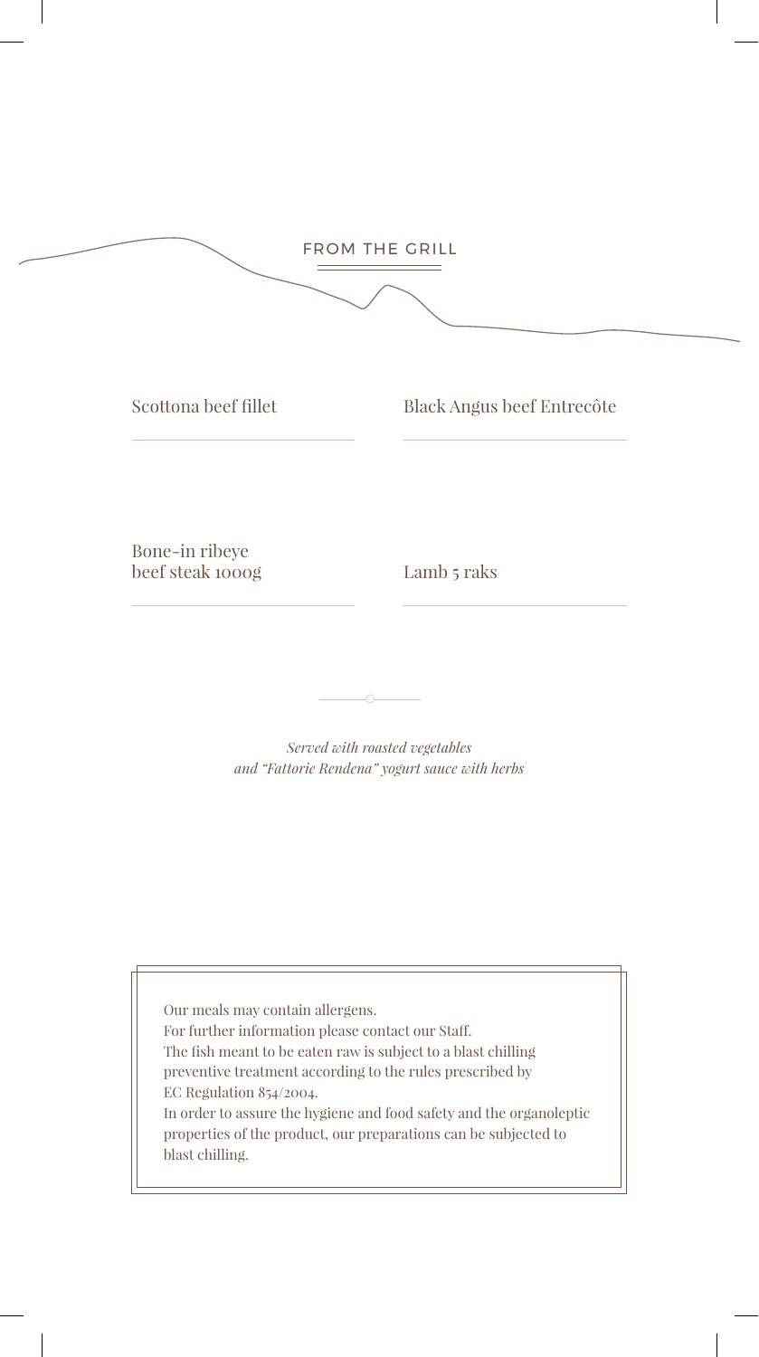## FROM THE GRILL

Scottona beef fillet

Black Angus beef Entrecôte

Bone-in ribeye
beef steak 1000g

Lamb 5 raks

*Served with roasted vegetables*
*and "Fattorie Rendena" yogurt sauce with herbs*

Our meals may contain allergens.
For further information please contact our Staff.
The fish meant to be eaten raw is subject to a blast chilling preventive treatment according to the rules prescribed by EC Regulation 854/2004.
In order to assure the hygiene and food safety and the organoleptic properties of the product, our preparations can be subjected to blast chilling.